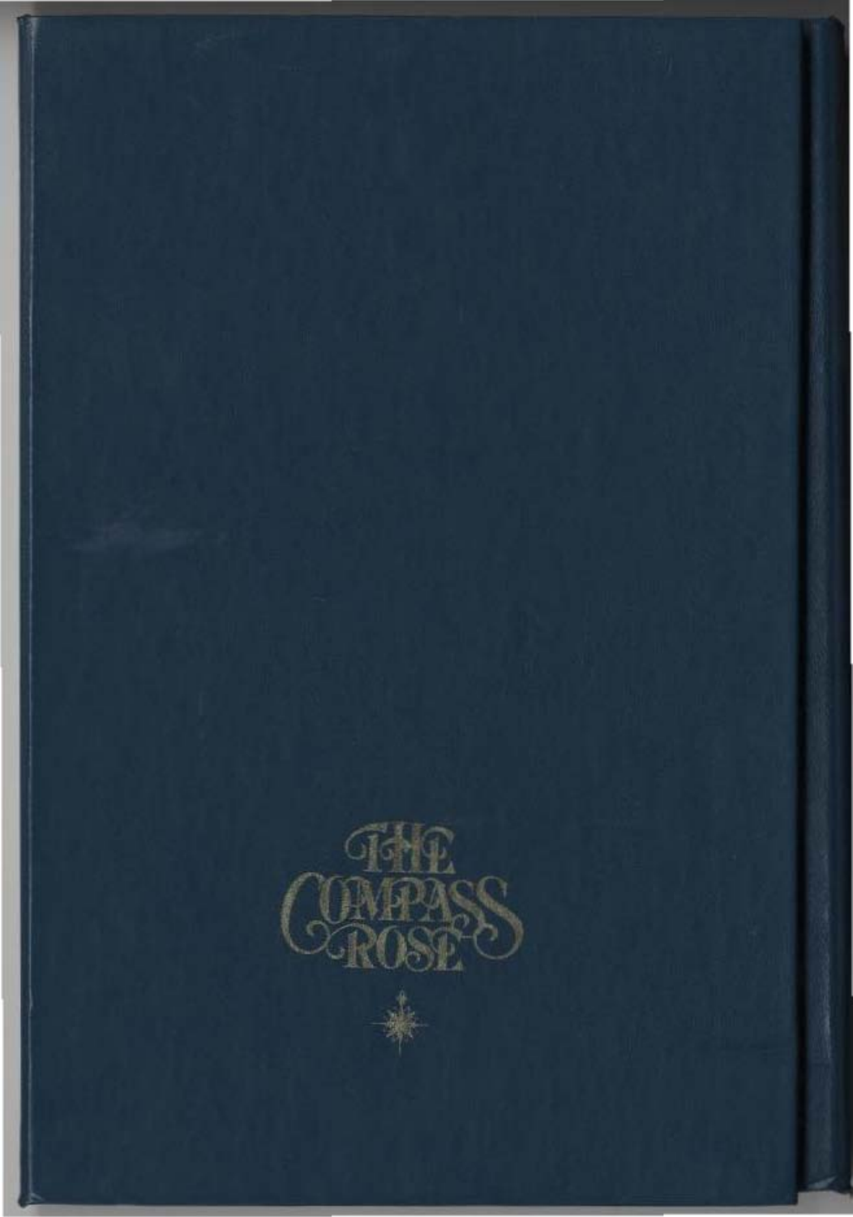THE COMPASS ROSE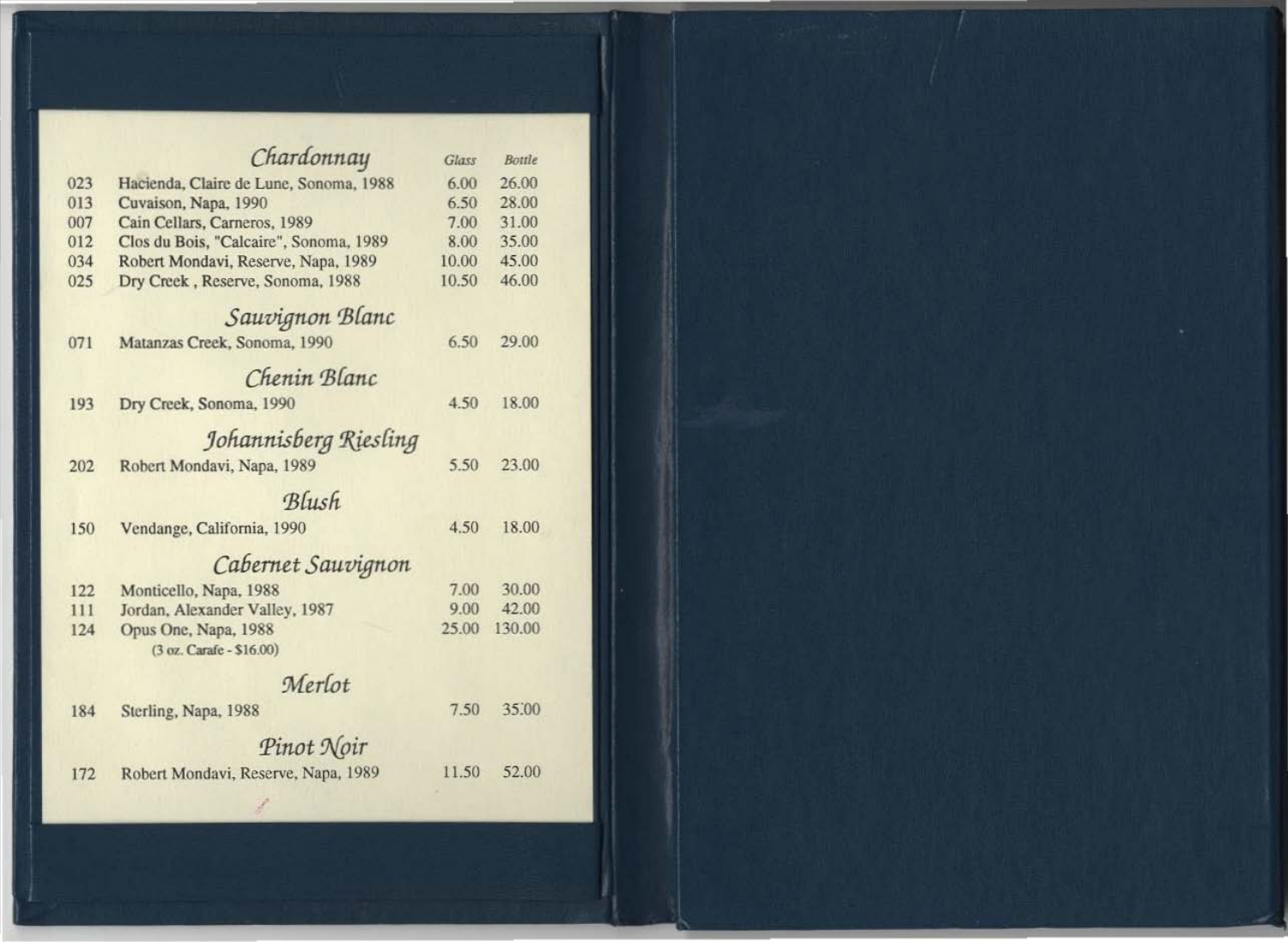## Chardonnay

| | | Glass | Bottle |
|---|---|---|---|
| 023 | Hacienda, Claire de Lune, Sonoma, 1988 | 6.00 | 26.00 |
| 013 | Cuvaison, Napa, 1990 | 6.50 | 28.00 |
| 007 | Cain Cellars, Carneros, 1989 | 7.00 | 31.00 |
| 012 | Clos du Bois, "Calcaire", Sonoma, 1989 | 8.00 | 35.00 |
| 034 | Robert Mondavi, Reserve, Napa, 1989 | 10.00 | 45.00 |
| 025 | Dry Creek , Reserve, Sonoma, 1988 | 10.50 | 46.00 |

## Sauvignon Blanc

| | | | |
|---|---|---|---|
| 071 | Matanzas Creek, Sonoma, 1990 | 6.50 | 29.00 |

## Chenin Blanc

| | | | |
|---|---|---|---|
| 193 | Dry Creek, Sonoma, 1990 | 4.50 | 18.00 |

## Johannisberg Riesling

| | | | |
|---|---|---|---|
| 202 | Robert Mondavi, Napa, 1989 | 5.50 | 23.00 |

## Blush

| | | | |
|---|---|---|---|
| 150 | Vendange, California, 1990 | 4.50 | 18.00 |

## Cabernet Sauvignon

| | | | |
|---|---|---|---|
| 122 | Monticello, Napa, 1988 | 7.00 | 30.00 |
| 111 | Jordan, Alexander Valley, 1987 | 9.00 | 42.00 |
| 124 | Opus One, Napa, 1988 (3 oz. Carafe - $16.00) | 25.00 | 130.00 |

## Merlot

| | | | |
|---|---|---|---|
| 184 | Sterling, Napa, 1988 | 7.50 | 35.00 |

## Pinot Noir

| | | | |
|---|---|---|---|
| 172 | Robert Mondavi, Reserve, Napa, 1989 | 11.50 | 52.00 |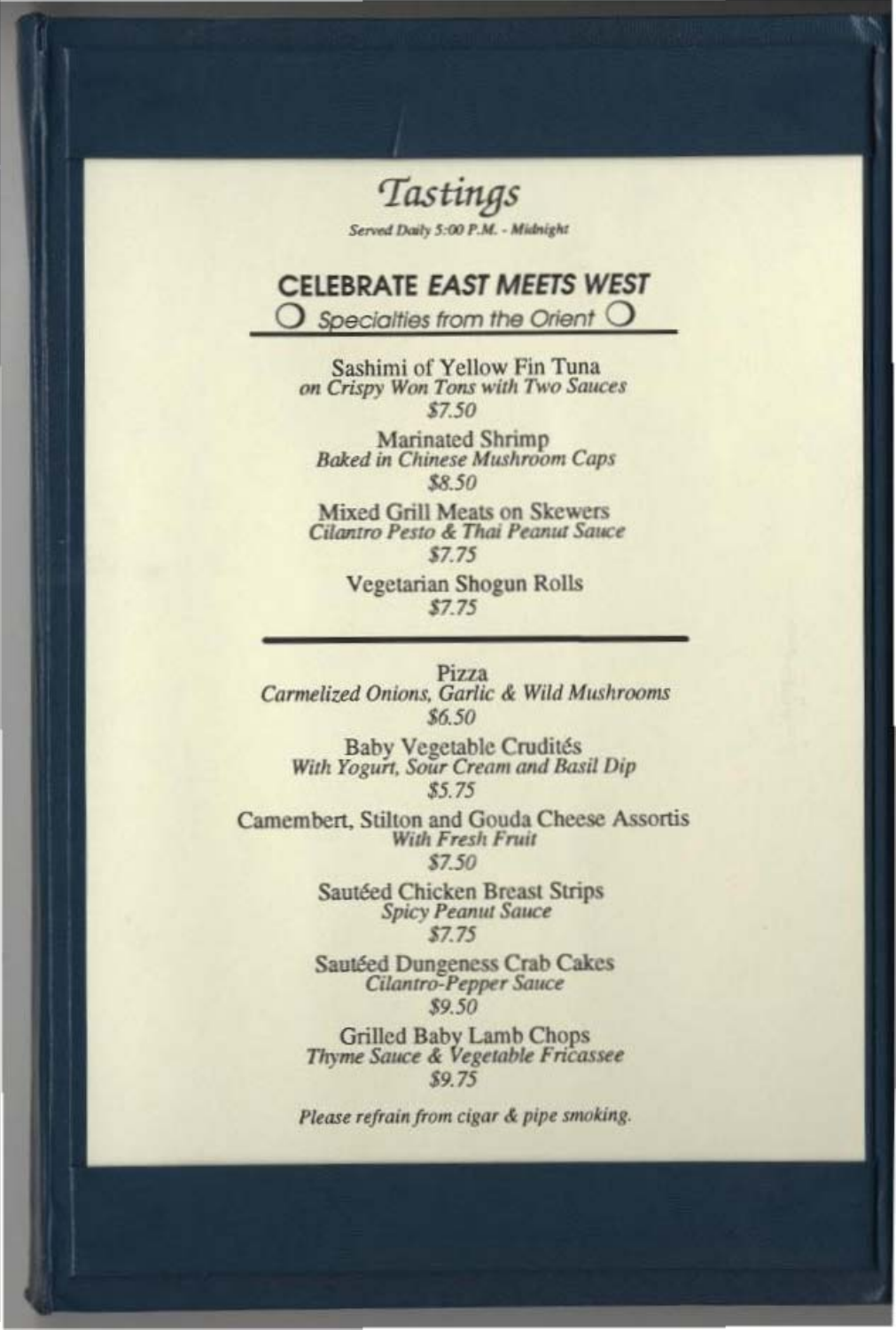# *Tastings*

*Served Daily 5:00 P.M. - Midnight*

## CELEBRATE *EAST MEETS WEST*

❍ *Specialties from the Orient* ❍

Sashimi of Yellow Fin Tuna
*on Crispy Won Tons with Two Sauces*
*$7.50*

Marinated Shrimp
*Baked in Chinese Mushroom Caps*
*$8.50*

Mixed Grill Meats on Skewers
*Cilantro Pesto & Thai Peanut Sauce*
*$7.75*

Vegetarian Shogun Rolls
*$7.75*

---

Pizza
*Carmelized Onions, Garlic & Wild Mushrooms*
*$6.50*

Baby Vegetable Crudités
*With Yogurt, Sour Cream and Basil Dip*
*$5.75*

Camembert, Stilton and Gouda Cheese Assortis
*With Fresh Fruit*
*$7.50*

Sautéed Chicken Breast Strips
*Spicy Peanut Sauce*
*$7.75*

Sautéed Dungeness Crab Cakes
*Cilantro-Pepper Sauce*
*$9.50*

Grilled Baby Lamb Chops
*Thyme Sauce & Vegetable Fricassee*
*$9.75*

*Please refrain from cigar & pipe smoking.*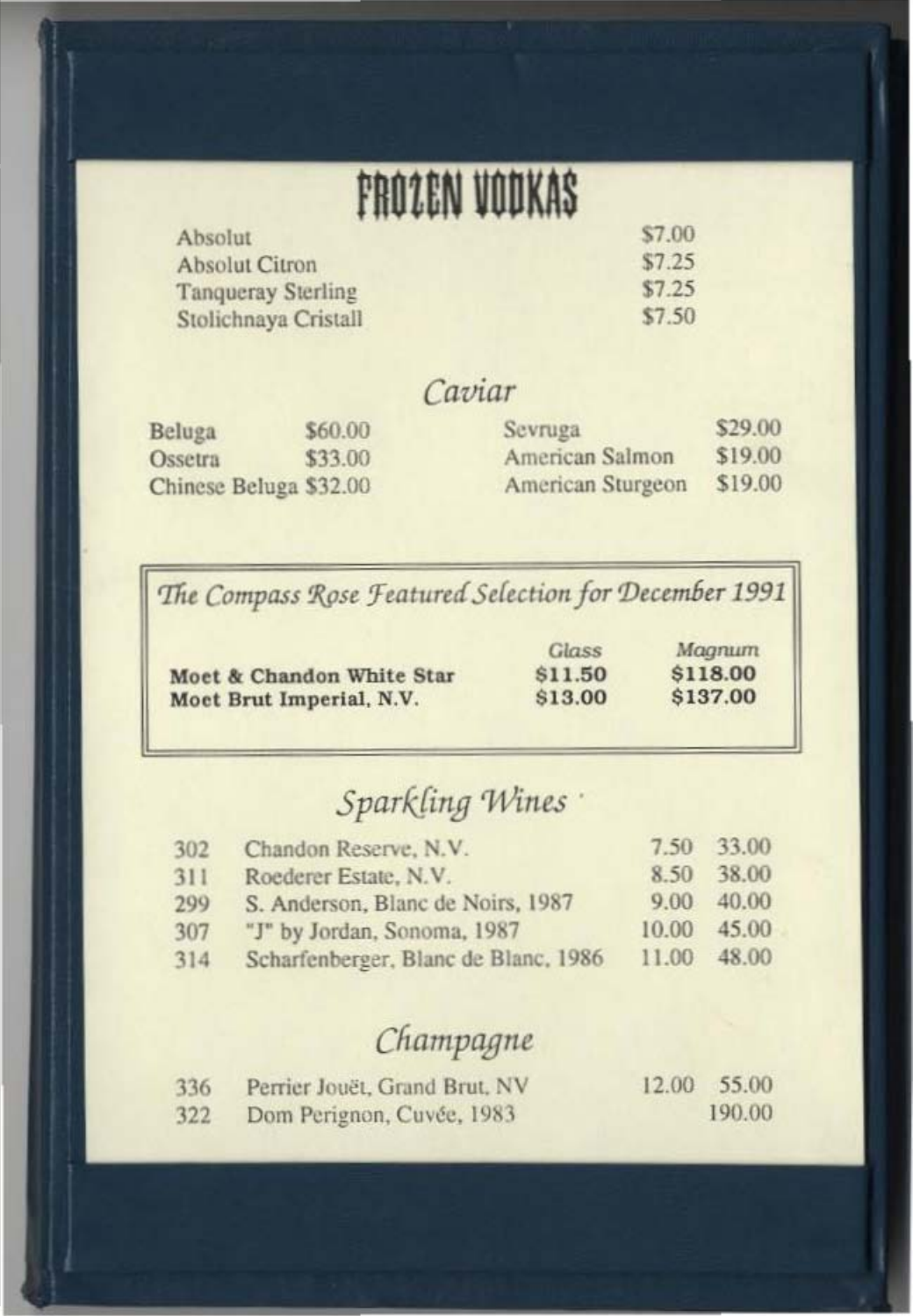# FROZEN VODKAS

| | |
|---|---|
| Absolut | $7.00 |
| Absolut Citron | $7.25 |
| Tanqueray Sterling | $7.25 |
| Stolichnaya Cristall | $7.50 |

## *Caviar*

| | | | |
|---|---|---|---|
| Beluga | $60.00 | Sevruga | $29.00 |
| Ossetra | $33.00 | American Salmon | $19.00 |
| Chinese Beluga | $32.00 | American Sturgeon | $19.00 |

## *The Compass Rose Featured Selection for December 1991*

| | *Glass* | *Magnum* |
|---|---|---|
| **Moet & Chandon White Star** | **$11.50** | **$118.00** |
| **Moet Brut Imperial, N.V.** | **$13.00** | **$137.00** |

## *Sparkling Wines*

| | | | |
|---|---|---|---|
| 302 | Chandon Reserve, N.V. | 7.50 | 33.00 |
| 311 | Roederer Estate, N.V. | 8.50 | 38.00 |
| 299 | S. Anderson, Blanc de Noirs, 1987 | 9.00 | 40.00 |
| 307 | "J" by Jordan, Sonoma, 1987 | 10.00 | 45.00 |
| 314 | Scharfenberger, Blanc de Blanc, 1986 | 11.00 | 48.00 |

## *Champagne*

| | | | |
|---|---|---|---|
| 336 | Perrier Jouët, Grand Brut, NV | 12.00 | 55.00 |
| 322 | Dom Perignon, Cuvée, 1983 | | 190.00 |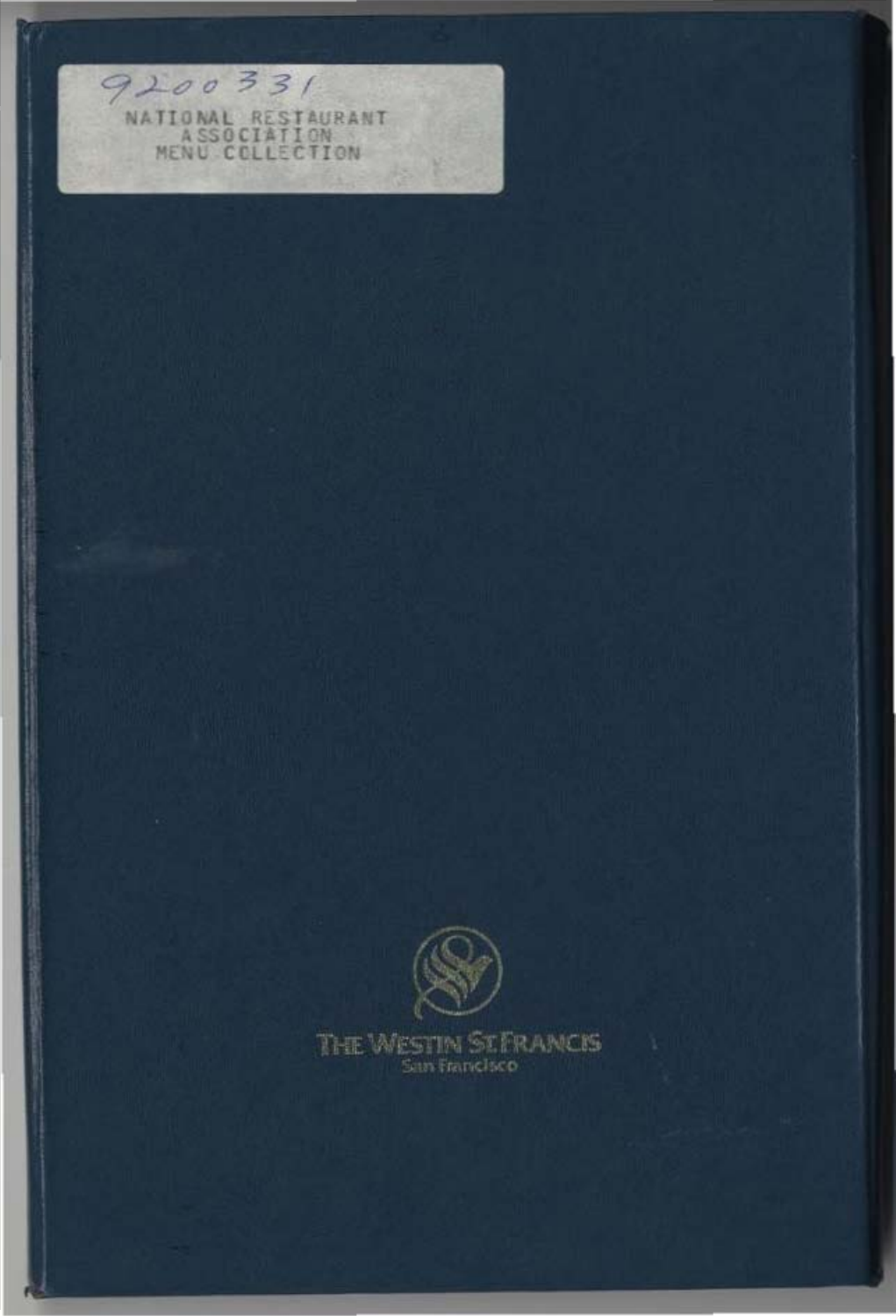9200331

NATIONAL RESTAURANT ASSOCIATION MENU COLLECTION

THE WESTIN ST.FRANCIS

San Francisco